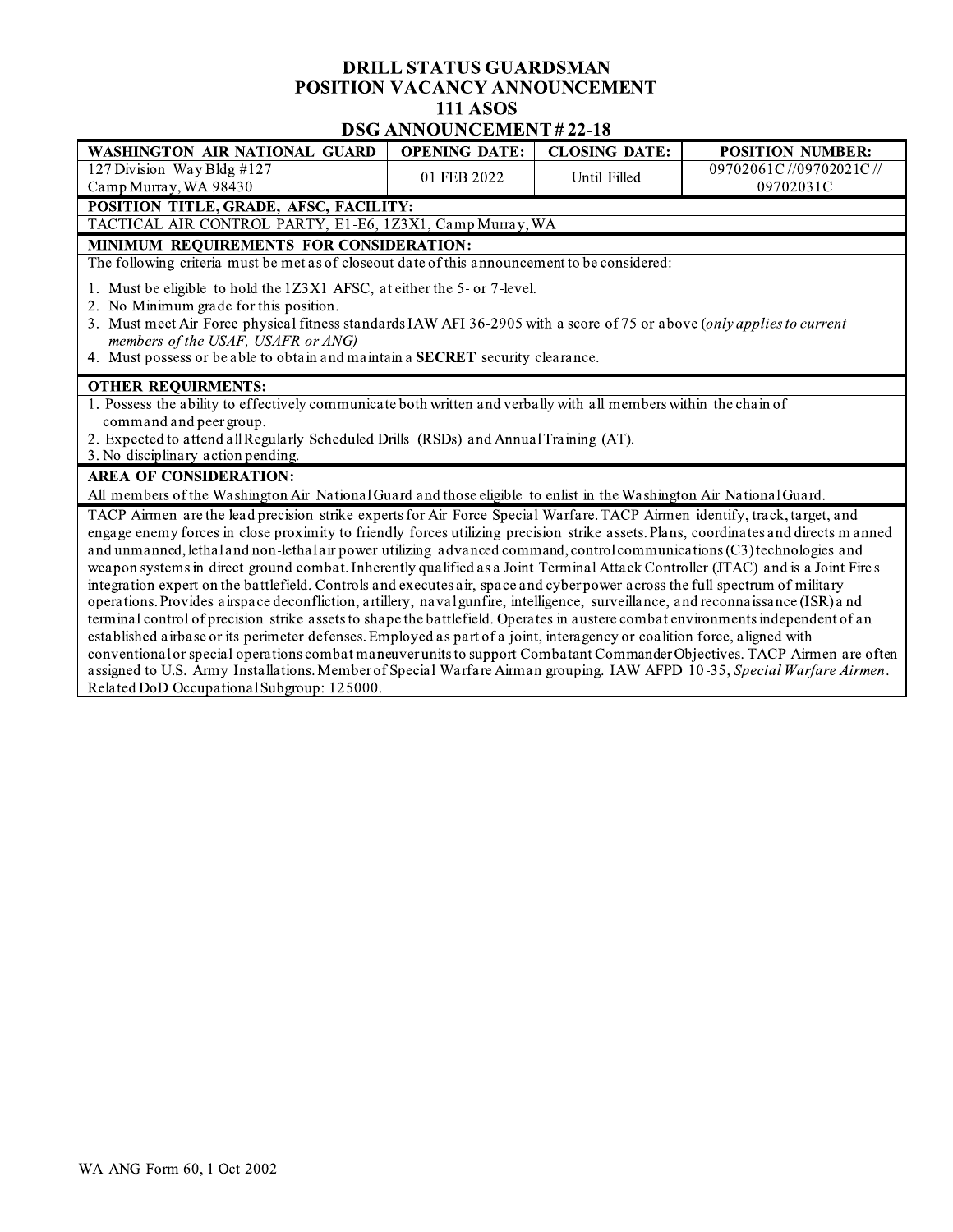# DRILL STATUS GUARDSMAN
# POSITION VACANCY ANNOUNCEMENT
# 111 ASOS
# DSG ANNOUNCEMENT # 22-18

| WASHINGTON AIR NATIONAL GUARD | OPENING DATE: | CLOSING DATE: | POSITION NUMBER: |
|---|---|---|---|
| 127 Division Way Bldg #127<br>Camp Murray, WA 98430 | 01 FEB 2022 | Until Filled | 09702061C //09702021C //<br>09702031C |

**POSITION TITLE, GRADE, AFSC, FACILITY:**

TACTICAL AIR CONTROL PARTY, E1-E6, 1Z3X1, Camp Murray, WA

**MINIMUM REQUIREMENTS FOR CONSIDERATION:**

The following criteria must be met as of closeout date of this announcement to be considered:

1. Must be eligible to hold the 1Z3X1 AFSC, at either the 5- or 7-level.
2. No Minimum grade for this position.
3. Must meet Air Force physical fitness standards IAW AFI 36-2905 with a score of 75 or above (*only applies to current members of the USAF, USAFR or ANG)*
4. Must possess or be able to obtain and maintain a **SECRET** security clearance.

**OTHER REQUIRMENTS:**

1. Possess the ability to effectively communicate both written and verbally with all members within the chain of command and peer group.
2. Expected to attend all Regularly Scheduled Drills (RSDs) and Annual Training (AT).
3. No disciplinary action pending.

**AREA OF CONSIDERATION:**

All members of the Washington Air National Guard and those eligible to enlist in the Washington Air National Guard.

TACP Airmen are the lead precision strike experts for Air Force Special Warfare. TACP Airmen identify, track, target, and engage enemy forces in close proximity to friendly forces utilizing precision strike assets. Plans, coordinates and directs manned and unmanned, lethal and non-lethal air power utilizing advanced command, control communications (C3) technologies and weapon systems in direct ground combat. Inherently qualified as a Joint Terminal Attack Controller (JTAC) and is a Joint Fires integration expert on the battlefield. Controls and executes air, space and cyber power across the full spectrum of military operations. Provides airspace deconfliction, artillery, naval gunfire, intelligence, surveillance, and reconnaissance (ISR) and terminal control of precision strike assets to shape the battlefield. Operates in austere combat environments independent of an established airbase or its perimeter defenses. Employed as part of a joint, interagency or coalition force, aligned with conventional or special operations combat maneuver units to support Combatant Commander Objectives. TACP Airmen are often assigned to U.S. Army Installations. Member of Special Warfare Airman grouping. IAW AFPD 10-35, *Special Warfare Airmen*. Related DoD Occupational Subgroup: 125000.

WA ANG Form 60, 1 Oct 2002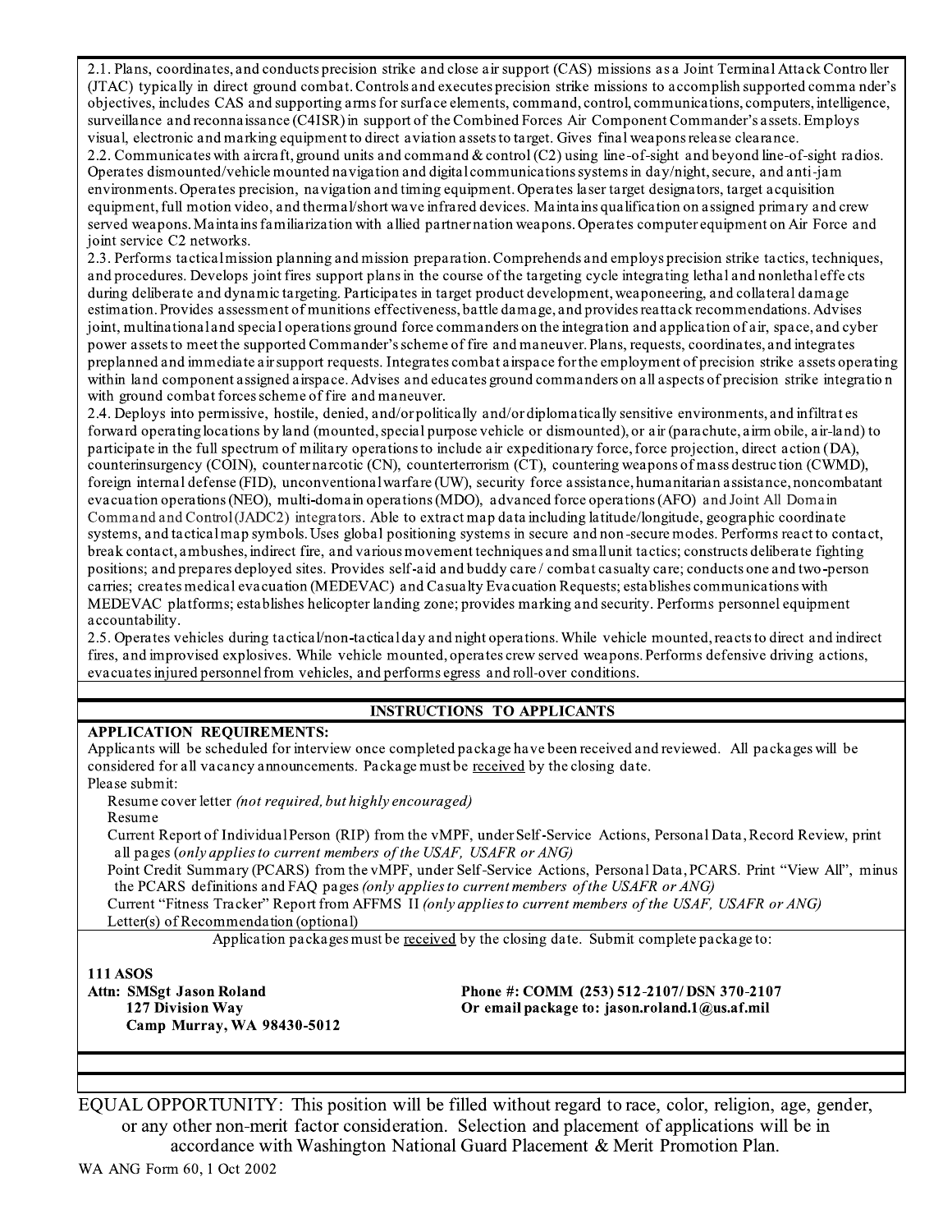2.1. Plans, coordinates, and conducts precision strike and close air support (CAS) missions as a Joint Terminal Attack Controller (JTAC) typically in direct ground combat. Controls and executes precision strike missions to accomplish supported commander's objectives, includes CAS and supporting arms for surface elements, command, control, communications, computers, intelligence, surveillance and reconnaissance (C4ISR) in support of the Combined Forces Air Component Commander's assets. Employs visual, electronic and marking equipment to direct aviation assets to target. Gives final weapons release clearance.

2.2. Communicates with aircraft, ground units and command & control (C2) using line-of-sight and beyond line-of-sight radios. Operates dismounted/vehicle mounted navigation and digital communications systems in day/night, secure, and anti-jam environments. Operates precision, navigation and timing equipment. Operates laser target designators, target acquisition equipment, full motion video, and thermal/short wave infrared devices. Maintains qualification on assigned primary and crew served weapons. Maintains familiarization with allied partner nation weapons. Operates computer equipment on Air Force and joint service C2 networks.

2.3. Performs tactical mission planning and mission preparation. Comprehends and employs precision strike tactics, techniques, and procedures. Develops joint fires support plans in the course of the targeting cycle integrating lethal and nonlethal effects during deliberate and dynamic targeting. Participates in target product development, weaponeering, and collateral damage estimation. Provides assessment of munitions effectiveness, battle damage, and provides reattack recommendations. Advises joint, multinational and special operations ground force commanders on the integration and application of air, space, and cyber power assets to meet the supported Commander's scheme of fire and maneuver. Plans, requests, coordinates, and integrates preplanned and immediate air support requests. Integrates combat airspace for the employment of precision strike assets operating within land component assigned airspace. Advises and educates ground commanders on all aspects of precision strike integration with ground combat forces scheme of fire and maneuver.

2.4. Deploys into permissive, hostile, denied, and/or politically and/or diplomatically sensitive environments, and infiltrates forward operating locations by land (mounted, special purpose vehicle or dismounted), or air (parachute, airmobile, air-land) to participate in the full spectrum of military operations to include air expeditionary force, force projection, direct action (DA), counterinsurgency (COIN), counter narcotic (CN), counterterrorism (CT), countering weapons of mass destruction (CWMD), foreign internal defense (FID), unconventional warfare (UW), security force assistance, humanitarian assistance, noncombatant evacuation operations (NEO), multi-domain operations (MDO), advanced force operations (AFO) and Joint All Domain Command and Control (JADC2) integrators. Able to extract map data including latitude/longitude, geographic coordinate systems, and tactical map symbols. Uses global positioning systems in secure and non-secure modes. Performs react to contact, break contact, ambushes, indirect fire, and various movement techniques and small unit tactics; constructs deliberate fighting positions; and prepares deployed sites. Provides self-aid and buddy care / combat casualty care; conducts one and two-person carries; creates medical evacuation (MEDEVAC) and Casualty Evacuation Requests; establishes communications with MEDEVAC platforms; establishes helicopter landing zone; provides marking and security. Performs personnel equipment accountability.

2.5. Operates vehicles during tactical/non-tactical day and night operations. While vehicle mounted, reacts to direct and indirect fires, and improvised explosives. While vehicle mounted, operates crew served weapons. Performs defensive driving actions, evacuates injured personnel from vehicles, and performs egress and roll-over conditions.

## INSTRUCTIONS TO APPLICANTS

**APPLICATION REQUIREMENTS:**

Applicants will be scheduled for interview once completed package have been received and reviewed. All packages will be considered for all vacancy announcements. Package must be received by the closing date.

Please submit:

- Resume cover letter *(not required, but highly encouraged)*
- Resume
- Current Report of Individual Person (RIP) from the vMPF, under Self-Service Actions, Personal Data, Record Review, print all pages (*only applies to current members of the USAF, USAFR or ANG)*
- Point Credit Summary (PCARS) from the vMPF, under Self-Service Actions, Personal Data, PCARS. Print "View All", minus the PCARS definitions and FAQ pages *(only applies to current members of the USAFR or ANG)*
- Current "Fitness Tracker" Report from AFFMS II *(only applies to current members of the USAF, USAFR or ANG)*
- Letter(s) of Recommendation (optional)

Application packages must be received by the closing date. Submit complete package to:

**111 ASOS**
**Attn: SMSgt Jason Roland**
**127 Division Way**
**Camp Murray, WA 98430-5012**

**Phone #: COMM (253) 512-2107/ DSN 370-2107**
**Or email package to: jason.roland.1@us.af.mil**

EQUAL OPPORTUNITY: This position will be filled without regard to race, color, religion, age, gender, or any other non-merit factor consideration. Selection and placement of applications will be in accordance with Washington National Guard Placement & Merit Promotion Plan.

WA ANG Form 60, 1 Oct 2002